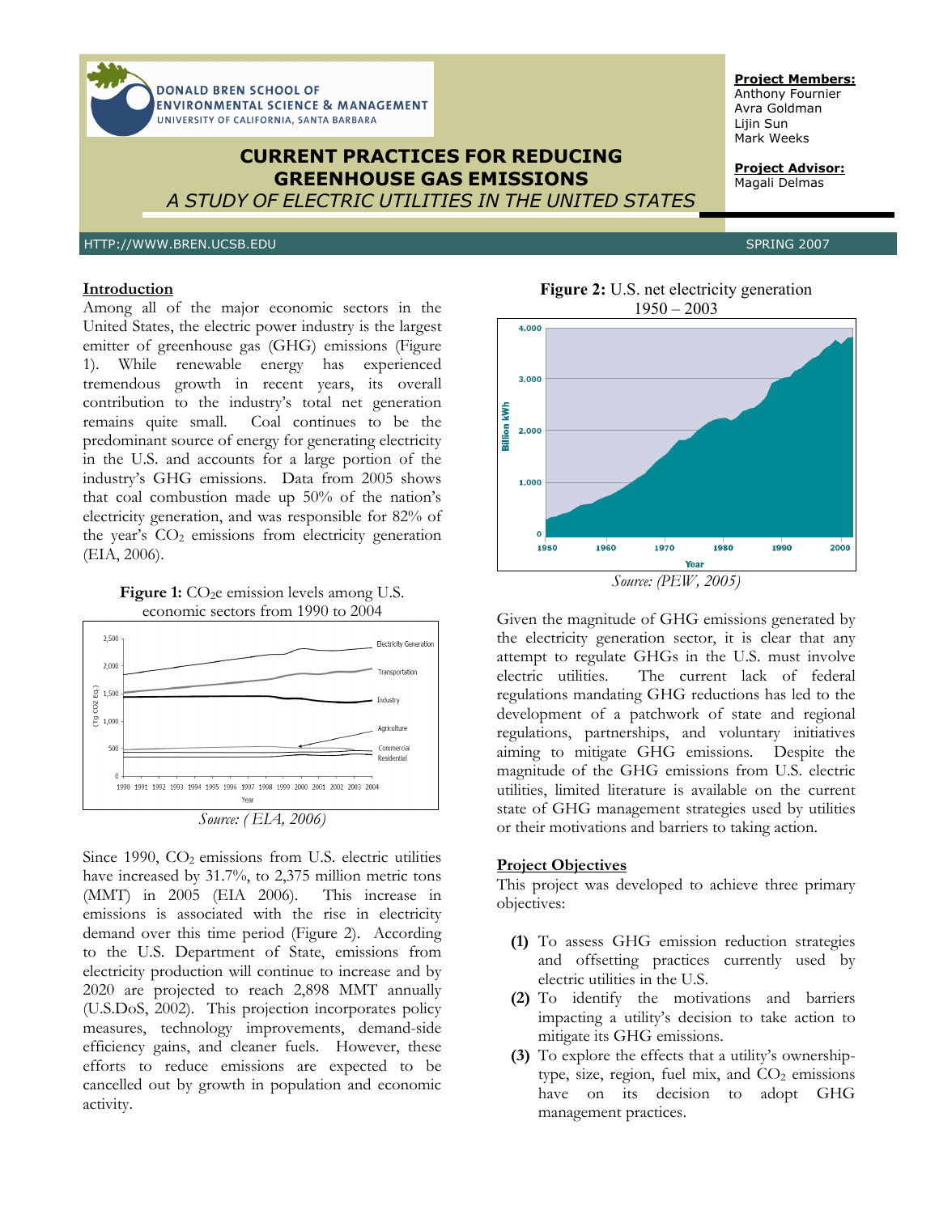DONALD BREN SCHOOL OF ENVIRONMENTAL SCIENCE & MANAGEMENT
UNIVERSITY OF CALIFORNIA, SANTA BARBARA

# CURRENT PRACTICES FOR REDUCING GREENHOUSE GAS EMISSIONS

## *A STUDY OF ELECTRIC UTILITIES IN THE UNITED STATES*

**Project Members:**
Anthony Fournier
Avra Goldman
Lijin Sun
Mark Weeks

**Project Advisor:**
Magali Delmas

HTTP://WWW.BREN.UCSB.EDU | SPRING 2007

### Introduction

Among all of the major economic sectors in the United States, the electric power industry is the largest emitter of greenhouse gas (GHG) emissions (Figure 1). While renewable energy has experienced tremendous growth in recent years, its overall contribution to the industry's total net generation remains quite small. Coal continues to be the predominant source of energy for generating electricity in the U.S. and accounts for a large portion of the industry's GHG emissions. Data from 2005 shows that coal combustion made up 50% of the nation's electricity generation, and was responsible for 82% of the year's $CO_2$ emissions from electricity generation (EIA, 2006).

**Figure 1:** $CO_2$e emission levels among U.S. economic sectors from 1990 to 2004

*Source: ( EIA, 2006)*

Since 1990, $CO_2$ emissions from U.S. electric utilities have increased by 31.7%, to 2,375 million metric tons (MMT) in 2005 (EIA 2006). This increase in emissions is associated with the rise in electricity demand over this time period (Figure 2). According to the U.S. Department of State, emissions from electricity production will continue to increase and by 2020 are projected to reach 2,898 MMT annually (U.S.DoS, 2002). This projection incorporates policy measures, technology improvements, demand-side efficiency gains, and cleaner fuels. However, these efforts to reduce emissions are expected to be cancelled out by growth in population and economic activity.

**Figure 2:** U.S. net electricity generation 1950 – 2003

*Source: (PEW, 2005)*

Given the magnitude of GHG emissions generated by the electricity generation sector, it is clear that any attempt to regulate GHGs in the U.S. must involve electric utilities. The current lack of federal regulations mandating GHG reductions has led to the development of a patchwork of state and regional regulations, partnerships, and voluntary initiatives aiming to mitigate GHG emissions. Despite the magnitude of the GHG emissions from U.S. electric utilities, limited literature is available on the current state of GHG management strategies used by utilities or their motivations and barriers to taking action.

### Project Objectives

This project was developed to achieve three primary objectives:

**(1)** To assess GHG emission reduction strategies and offsetting practices currently used by electric utilities in the U.S.

**(2)** To identify the motivations and barriers impacting a utility's decision to take action to mitigate its GHG emissions.

**(3)** To explore the effects that a utility's ownership-type, size, region, fuel mix, and $CO_2$ emissions have on its decision to adopt GHG management practices.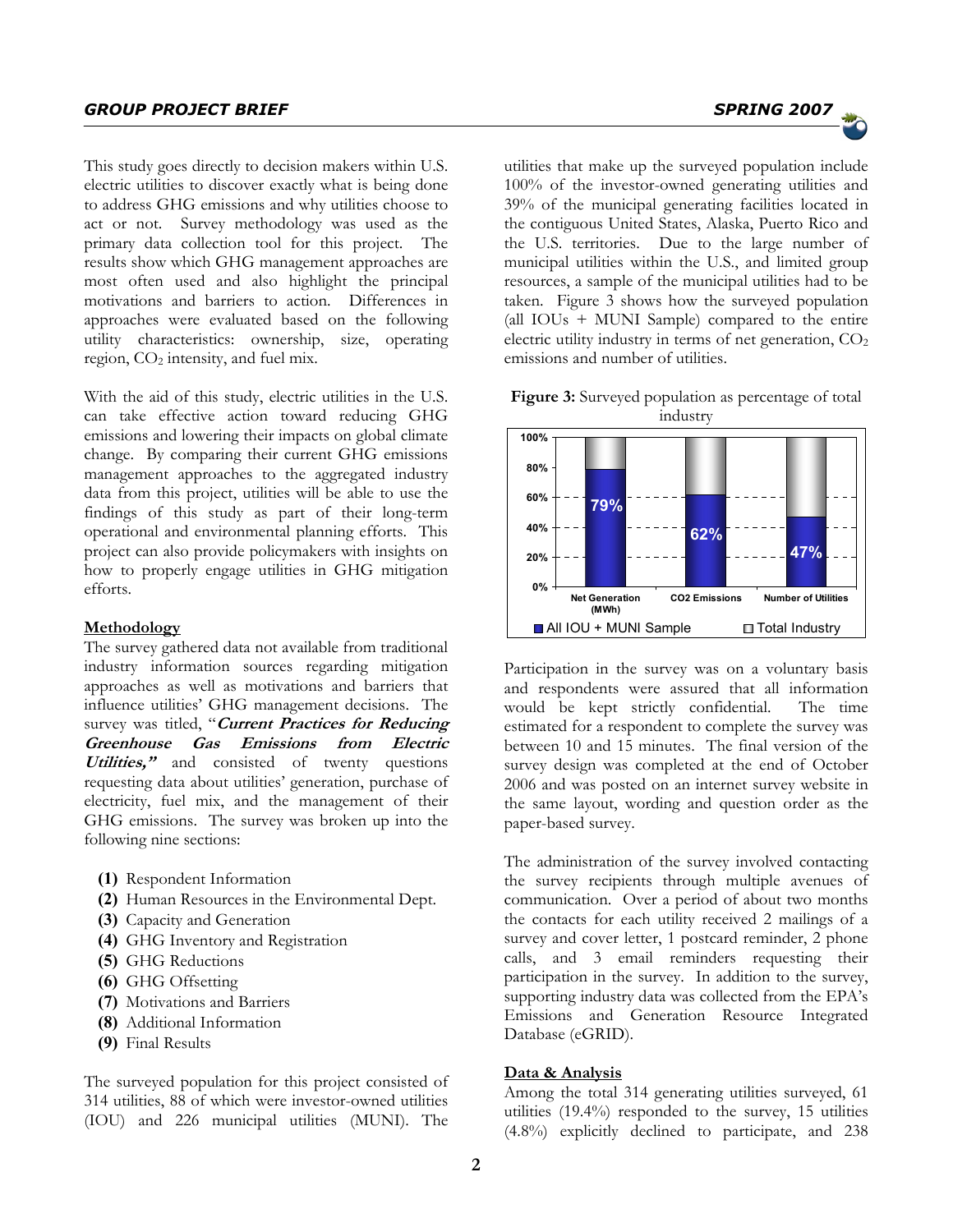This study goes directly to decision makers within U.S. electric utilities to discover exactly what is being done to address GHG emissions and why utilities choose to act or not. Survey methodology was used as the primary data collection tool for this project. The results show which GHG management approaches are most often used and also highlight the principal motivations and barriers to action. Differences in approaches were evaluated based on the following utility characteristics: ownership, size, operating region, $CO_2$ intensity, and fuel mix.

With the aid of this study, electric utilities in the U.S. can take effective action toward reducing GHG emissions and lowering their impacts on global climate change. By comparing their current GHG emissions management approaches to the aggregated industry data from this project, utilities will be able to use the findings of this study as part of their long-term operational and environmental planning efforts. This project can also provide policymakers with insights on how to properly engage utilities in GHG mitigation efforts.

## Methodology

The survey gathered data not available from traditional industry information sources regarding mitigation approaches as well as motivations and barriers that influence utilities' GHG management decisions. The survey was titled, "***Current Practices for Reducing Greenhouse Gas Emissions from Electric Utilities,"*** and consisted of twenty questions requesting data about utilities' generation, purchase of electricity, fuel mix, and the management of their GHG emissions. The survey was broken up into the following nine sections:

- **(1)** Respondent Information
- **(2)** Human Resources in the Environmental Dept.
- **(3)** Capacity and Generation
- **(4)** GHG Inventory and Registration
- **(5)** GHG Reductions
- **(6)** GHG Offsetting
- **(7)** Motivations and Barriers
- **(8)** Additional Information
- **(9)** Final Results

The surveyed population for this project consisted of 314 utilities, 88 of which were investor-owned utilities (IOU) and 226 municipal utilities (MUNI). The utilities that make up the surveyed population include 100% of the investor-owned generating utilities and 39% of the municipal generating facilities located in the contiguous United States, Alaska, Puerto Rico and the U.S. territories. Due to the large number of municipal utilities within the U.S., and limited group resources, a sample of the municipal utilities had to be taken. Figure 3 shows how the surveyed population (all IOUs + MUNI Sample) compared to the entire electric utility industry in terms of net generation, $CO_2$ emissions and number of utilities.

**Figure 3:** Surveyed population as percentage of total industry

| | Net Generation (MWh) | CO2 Emissions | Number of Utilities |
|---|---|---|---|
| All IOU + MUNI Sample | 79% | 62% | 47% |
| Total Industry | 100% | 100% | 100% |

Participation in the survey was on a voluntary basis and respondents were assured that all information would be kept strictly confidential. The time estimated for a respondent to complete the survey was between 10 and 15 minutes. The final version of the survey design was completed at the end of October 2006 and was posted on an internet survey website in the same layout, wording and question order as the paper-based survey.

The administration of the survey involved contacting the survey recipients through multiple avenues of communication. Over a period of about two months the contacts for each utility received 2 mailings of a survey and cover letter, 1 postcard reminder, 2 phone calls, and 3 email reminders requesting their participation in the survey. In addition to the survey, supporting industry data was collected from the EPA's Emissions and Generation Resource Integrated Database (eGRID).

## Data & Analysis

Among the total 314 generating utilities surveyed, 61 utilities (19.4%) responded to the survey, 15 utilities (4.8%) explicitly declined to participate, and 238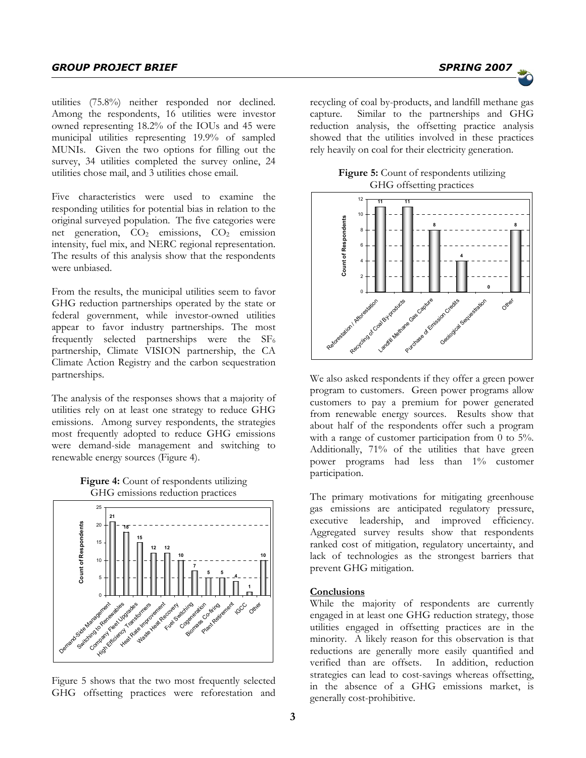utilities (75.8%) neither responded nor declined. Among the respondents, 16 utilities were investor owned representing 18.2% of the IOUs and 45 were municipal utilities representing 19.9% of sampled MUNIs. Given the two options for filling out the survey, 34 utilities completed the survey online, 24 utilities chose mail, and 3 utilities chose email.

Five characteristics were used to examine the responding utilities for potential bias in relation to the original surveyed population. The five categories were net generation, $CO_2$ emissions, $CO_2$ emission intensity, fuel mix, and NERC regional representation. The results of this analysis show that the respondents were unbiased.

From the results, the municipal utilities seem to favor GHG reduction partnerships operated by the state or federal government, while investor-owned utilities appear to favor industry partnerships. The most frequently selected partnerships were the $SF_6$ partnership, Climate VISION partnership, the CA Climate Action Registry and the carbon sequestration partnerships.

The analysis of the responses shows that a majority of utilities rely on at least one strategy to reduce GHG emissions. Among survey respondents, the strategies most frequently adopted to reduce GHG emissions were demand-side management and switching to renewable energy sources (Figure 4).

**Figure 4:** Count of respondents utilizing GHG emissions reduction practices

| Practice | Count of Respondents |
|---|---|
| Demand-Side Management | 21 |
| Switching to Renewables | 18 |
| Company Fleet Upgrades | 15 |
| High Efficiency Transformers | 12 |
| Heat Rate Improvement | 12 |
| Waste Heat Recovery | 10 |
| Fuel Switching | 7 |
| Cogeneration | 5 |
| Biomass Co-firing | 5 |
| Plant Retirement | 4 |
| IGCC | 1 |
| Other | 10 |

Figure 5 shows that the two most frequently selected GHG offsetting practices were reforestation and recycling of coal by-products, and landfill methane gas capture. Similar to the partnerships and GHG reduction analysis, the offsetting practice analysis showed that the utilities involved in these practices rely heavily on coal for their electricity generation.

**Figure 5:** Count of respondents utilizing GHG offsetting practices

| Practice | Count of Respondents |
|---|---|
| Reforestation / Afforestation | 11 |
| Recycling of Coal By-products | 11 |
| Landfill Methane Gas Capture | 8 |
| Purchase of Emission Credits | 4 |
| Geological Sequestration | 0 |
| Other | 8 |

We also asked respondents if they offer a green power program to customers. Green power programs allow customers to pay a premium for power generated from renewable energy sources. Results show that about half of the respondents offer such a program with a range of customer participation from 0 to 5%. Additionally, 71% of the utilities that have green power programs had less than 1% customer participation.

The primary motivations for mitigating greenhouse gas emissions are anticipated regulatory pressure, executive leadership, and improved efficiency. Aggregated survey results show that respondents ranked cost of mitigation, regulatory uncertainty, and lack of technologies as the strongest barriers that prevent GHG mitigation.

## Conclusions

While the majority of respondents are currently engaged in at least one GHG reduction strategy, those utilities engaged in offsetting practices are in the minority. A likely reason for this observation is that reductions are generally more easily quantified and verified than are offsets. In addition, reduction strategies can lead to cost-savings whereas offsetting, in the absence of a GHG emissions market, is generally cost-prohibitive.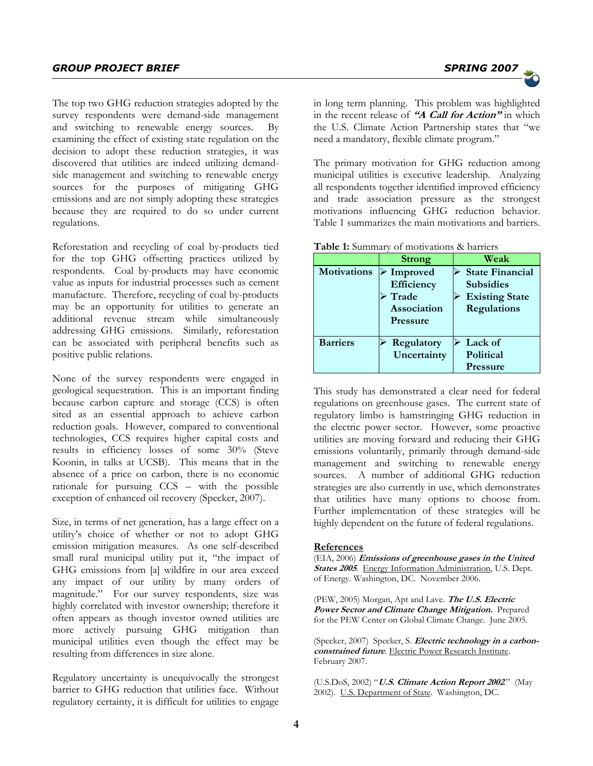The top two GHG reduction strategies adopted by the survey respondents were demand-side management and switching to renewable energy sources. By examining the effect of existing state regulation on the decision to adopt these reduction strategies, it was discovered that utilities are indeed utilizing demand-side management and switching to renewable energy sources for the purposes of mitigating GHG emissions and are not simply adopting these strategies because they are required to do so under current regulations.

Reforestation and recycling of coal by-products tied for the top GHG offsetting practices utilized by respondents. Coal by-products may have economic value as inputs for industrial processes such as cement manufacture. Therefore, recycling of coal by-products may be an opportunity for utilities to generate an additional revenue stream while simultaneously addressing GHG emissions. Similarly, reforestation can be associated with peripheral benefits such as positive public relations.

None of the survey respondents were engaged in geological sequestration. This is an important finding because carbon capture and storage (CCS) is often sited as an essential approach to achieve carbon reduction goals. However, compared to conventional technologies, CCS requires higher capital costs and results in efficiency losses of some 30% (Steve Koonin, in talks at UCSB). This means that in the absence of a price on carbon, there is no economic rationale for pursuing CCS – with the possible exception of enhanced oil recovery (Specker, 2007).

Size, in terms of net generation, has a large effect on a utility's choice of whether or not to adopt GHG emission mitigation measures. As one self-described small rural municipal utility put it, "the impact of GHG emissions from [a] wildfire in our area exceed any impact of our utility by many orders of magnitude." For our survey respondents, size was highly correlated with investor ownership; therefore it often appears as though investor owned utilities are more actively pursuing GHG mitigation than municipal utilities even though the effect may be resulting from differences in size alone.

Regulatory uncertainty is unequivocally the strongest barrier to GHG reduction that utilities face. Without regulatory certainty, it is difficult for utilities to engage in long term planning. This problem was highlighted in the recent release of ***"A Call for Action"*** in which the U.S. Climate Action Partnership states that "we need a mandatory, flexible climate program."

The primary motivation for GHG reduction among municipal utilities is executive leadership. Analyzing all respondents together identified improved efficiency and trade association pressure as the strongest motivations influencing GHG reduction behavior. Table 1 summarizes the main motivations and barriers.

**Table 1:** Summary of motivations & barriers

| | Strong | Weak |
|---|---|---|
| **Motivations** | ➢ **Improved Efficiency**<br>➢ **Trade Association Pressure** | ➢ **State Financial Subsidies**<br>➢ **Existing State Regulations** |
| **Barriers** | ➢ **Regulatory Uncertainty** | ➢ **Lack of Political Pressure** |

This study has demonstrated a clear need for federal regulations on greenhouse gases. The current state of regulatory limbo is hamstringing GHG reduction in the electric power sector. However, some proactive utilities are moving forward and reducing their GHG emissions voluntarily, primarily through demand-side management and switching to renewable energy sources. A number of additional GHG reduction strategies are also currently in use, which demonstrates that utilities have many options to choose from. Further implementation of these strategies will be highly dependent on the future of federal regulations.

## References

(EIA, 2006) ***Emissions of greenhouse gases in the United States 2005***. Energy Information Administration, U.S. Dept. of Energy. Washington, DC. November 2006.

(PEW, 2005) Morgan, Apt and Lave. ***The U.S. Electric Power Sector and Climate Change Mitigation.*** Prepared for the PEW Center on Global Climate Change. June 2005.

(Specker, 2007) Specker, S. ***Electric technology in a carbon-constrained future***. Electric Power Research Institute. February 2007.

(U.S.DoS, 2002) "***U.S. Climate Action Report 2002***." (May 2002). U.S. Department of State. Washington, DC.